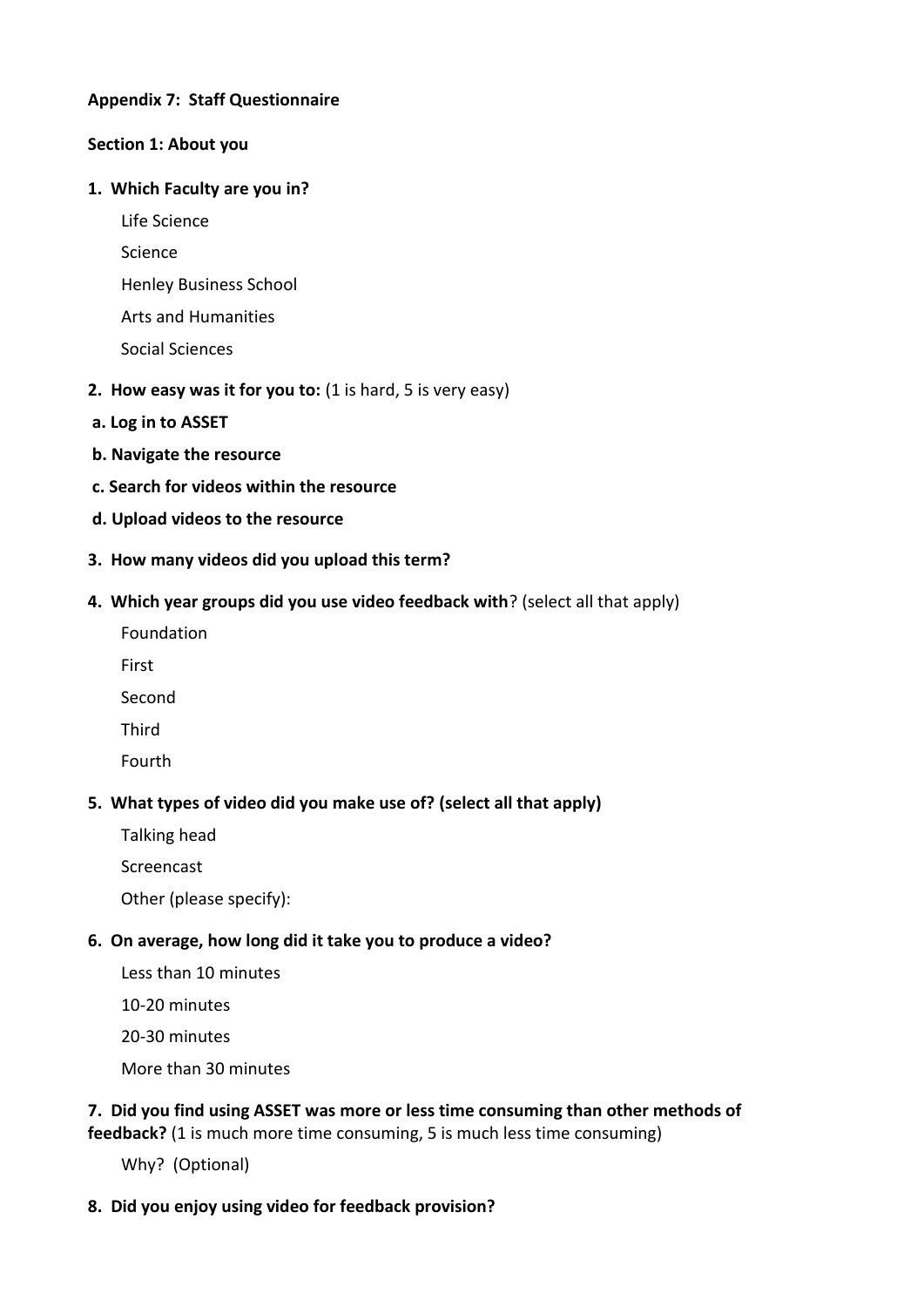**Appendix 7: Staff Questionnaire**

**Section 1: About you**

**1. Which Faculty are you in?**

Life Science

Science

Henley Business School

Arts and Humanities

Social Sciences

**2. How easy was it for you to:** (1 is hard, 5 is very easy)

**a. Log in to ASSET**

**b. Navigate the resource**

**c. Search for videos within the resource**

**d. Upload videos to the resource**

**3. How many videos did you upload this term?**

**4. Which year groups did you use video feedback with**? (select all that apply)

Foundation

First

Second

Third

Fourth

**5. What types of video did you make use of? (select all that apply)**

Talking head

Screencast

Other (please specify):

**6. On average, how long did it take you to produce a video?**

Less than 10 minutes

10-20 minutes

20-30 minutes

More than 30 minutes

**7. Did you find using ASSET was more or less time consuming than other methods of feedback?** (1 is much more time consuming, 5 is much less time consuming)

Why? (Optional)

**8. Did you enjoy using video for feedback provision?**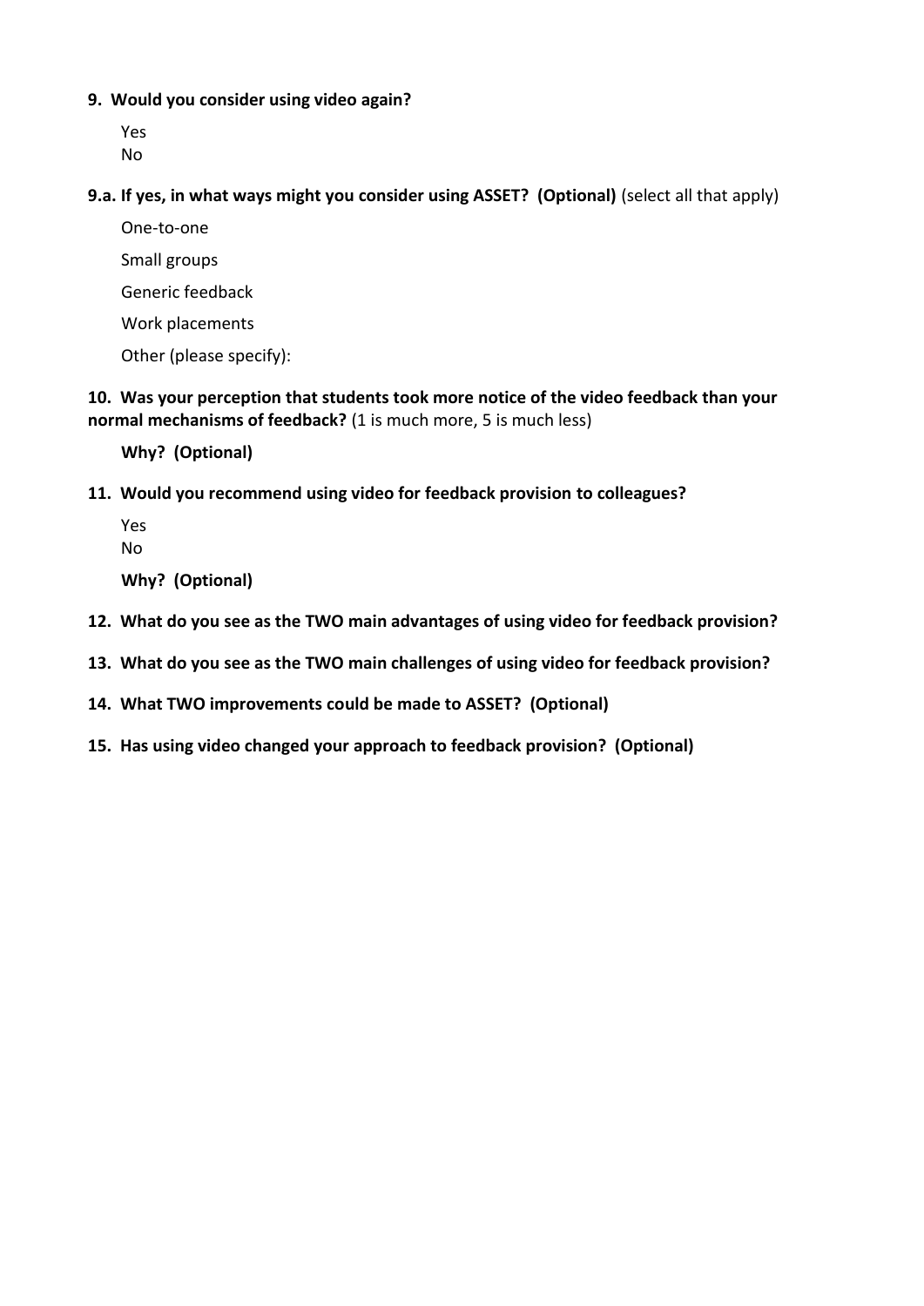**9. Would you consider using video again?**

Yes
No

**9.a. If yes, in what ways might you consider using ASSET? (Optional)** (select all that apply)

One-to-one

Small groups

Generic feedback

Work placements

Other (please specify):

**10. Was your perception that students took more notice of the video feedback than your normal mechanisms of feedback?** (1 is much more, 5 is much less)

**Why? (Optional)**

**11. Would you recommend using video for feedback provision to colleagues?**

Yes
No

**Why? (Optional)**

**12. What do you see as the TWO main advantages of using video for feedback provision?**

**13. What do you see as the TWO main challenges of using video for feedback provision?**

**14. What TWO improvements could be made to ASSET? (Optional)**

**15. Has using video changed your approach to feedback provision? (Optional)**